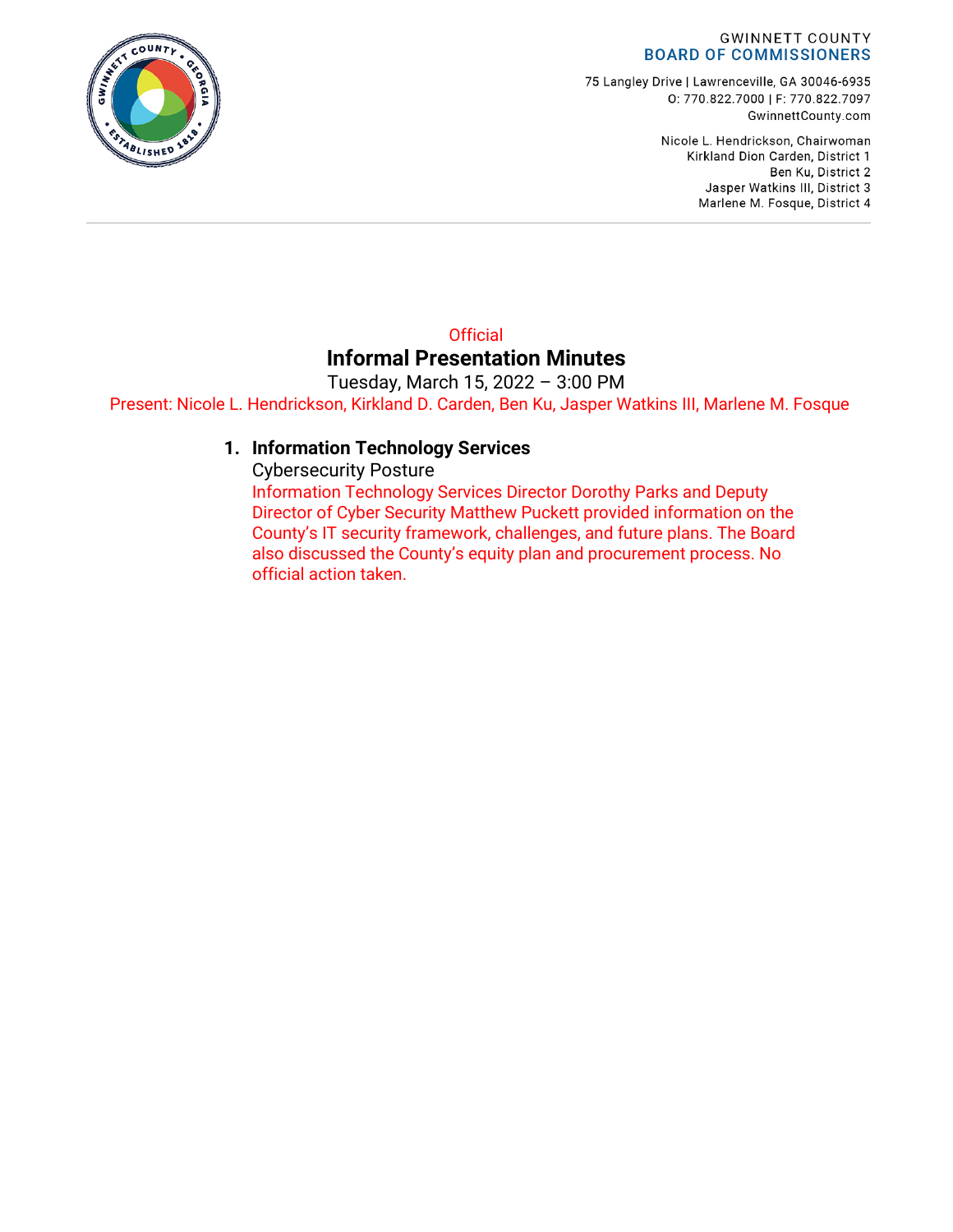GWINNETT COUNTY
BOARD OF COMMISSIONERS

75 Langley Drive | Lawrenceville, GA 30046-6935
O: 770.822.7000 | F: 770.822.7097
GwinnettCounty.com

Nicole L. Hendrickson, Chairwoman
Kirkland Dion Carden, District 1
Ben Ku, District 2
Jasper Watkins III, District 3
Marlene M. Fosque, District 4

Official

# Informal Presentation Minutes

Tuesday, March 15, 2022 – 3:00 PM

Present: Nicole L. Hendrickson, Kirkland D. Carden, Ben Ku, Jasper Watkins III, Marlene M. Fosque

1. **Information Technology Services**

   Cybersecurity Posture

   Information Technology Services Director Dorothy Parks and Deputy Director of Cyber Security Matthew Puckett provided information on the County's IT security framework, challenges, and future plans. The Board also discussed the County's equity plan and procurement process. No official action taken.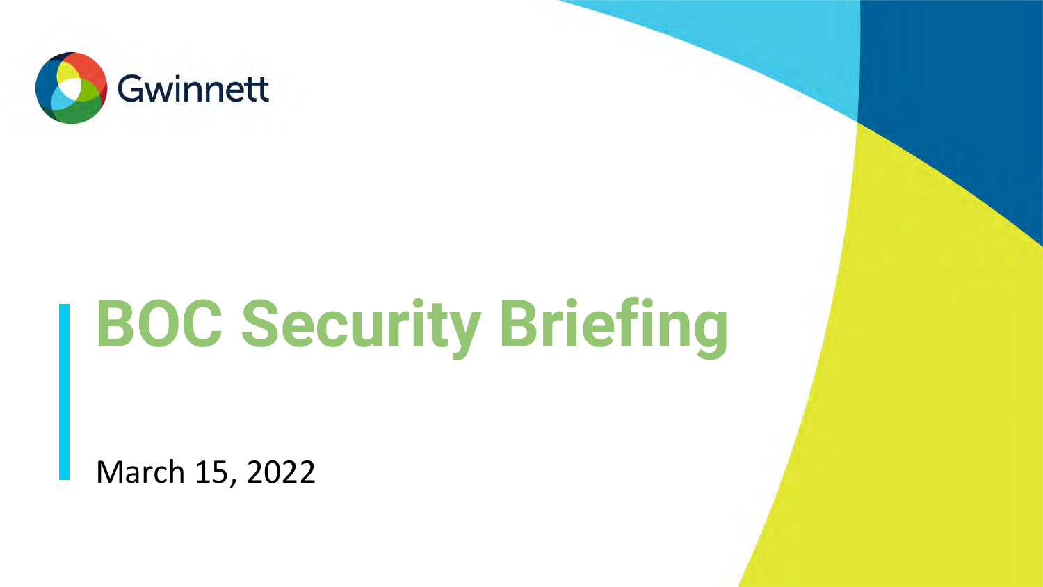Gwinnett

# BOC Security Briefing

March 15, 2022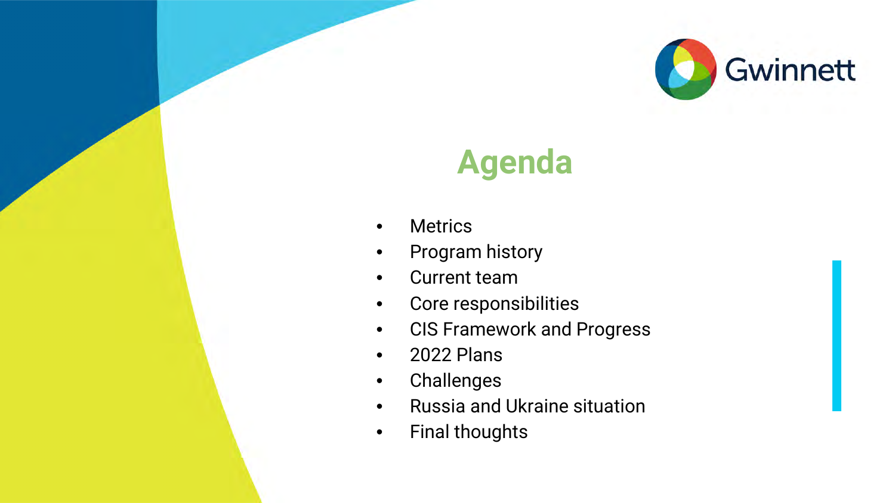# Agenda

- Metrics
- Program history
- Current team
- Core responsibilities
- CIS Framework and Progress
- 2022 Plans
- Challenges
- Russia and Ukraine situation
- Final thoughts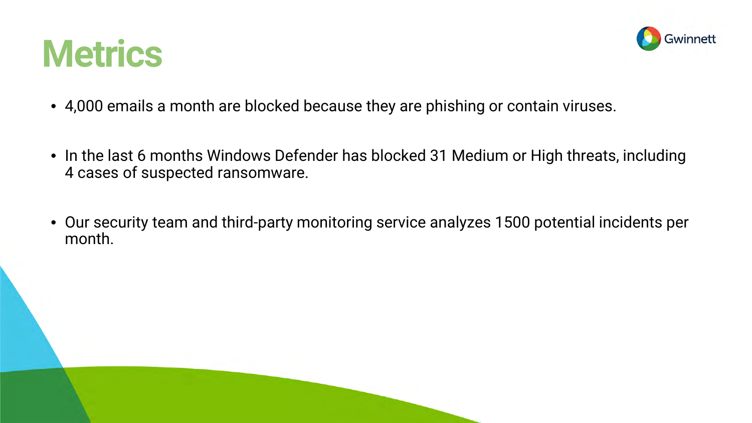# Metrics

- 4,000 emails a month are blocked because they are phishing or contain viruses.
- In the last 6 months Windows Defender has blocked 31 Medium or High threats, including 4 cases of suspected ransomware.
- Our security team and third-party monitoring service analyzes 1500 potential incidents per month.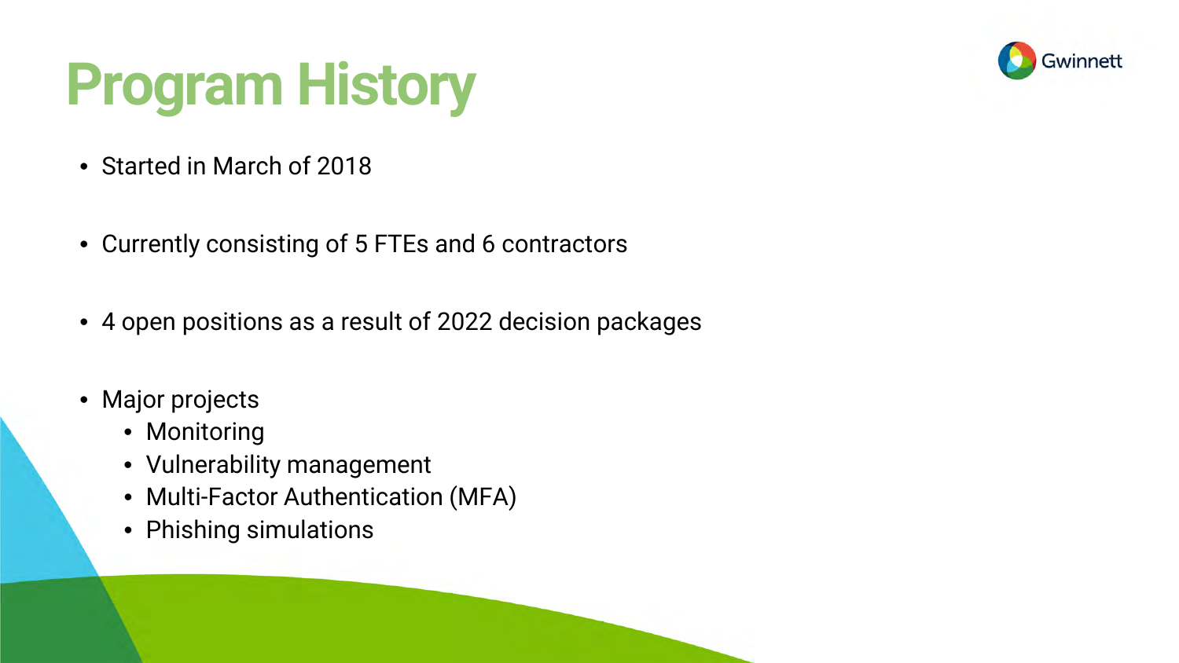# Program History

- Started in March of 2018
- Currently consisting of 5 FTEs and 6 contractors
- 4 open positions as a result of 2022 decision packages
- Major projects
  - Monitoring
  - Vulnerability management
  - Multi-Factor Authentication (MFA)
  - Phishing simulations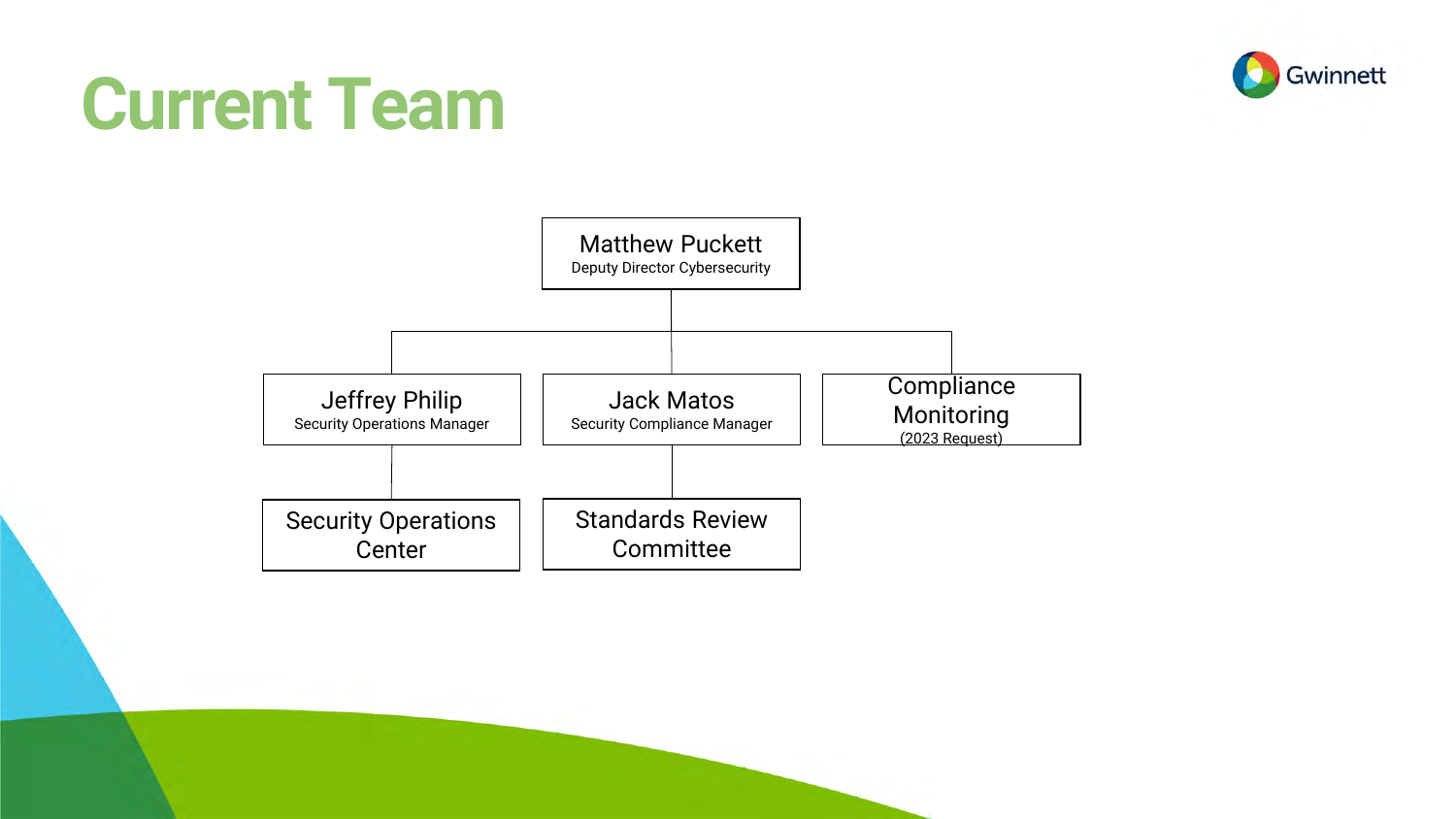# Current Team

- **Matthew Puckett** — Deputy Director Cybersecurity
  - **Jeffrey Philip** — Security Operations Manager
    - Security Operations Center
  - **Jack Matos** — Security Compliance Manager
    - Standards Review Committee
  - **Compliance Monitoring** (2023 Request)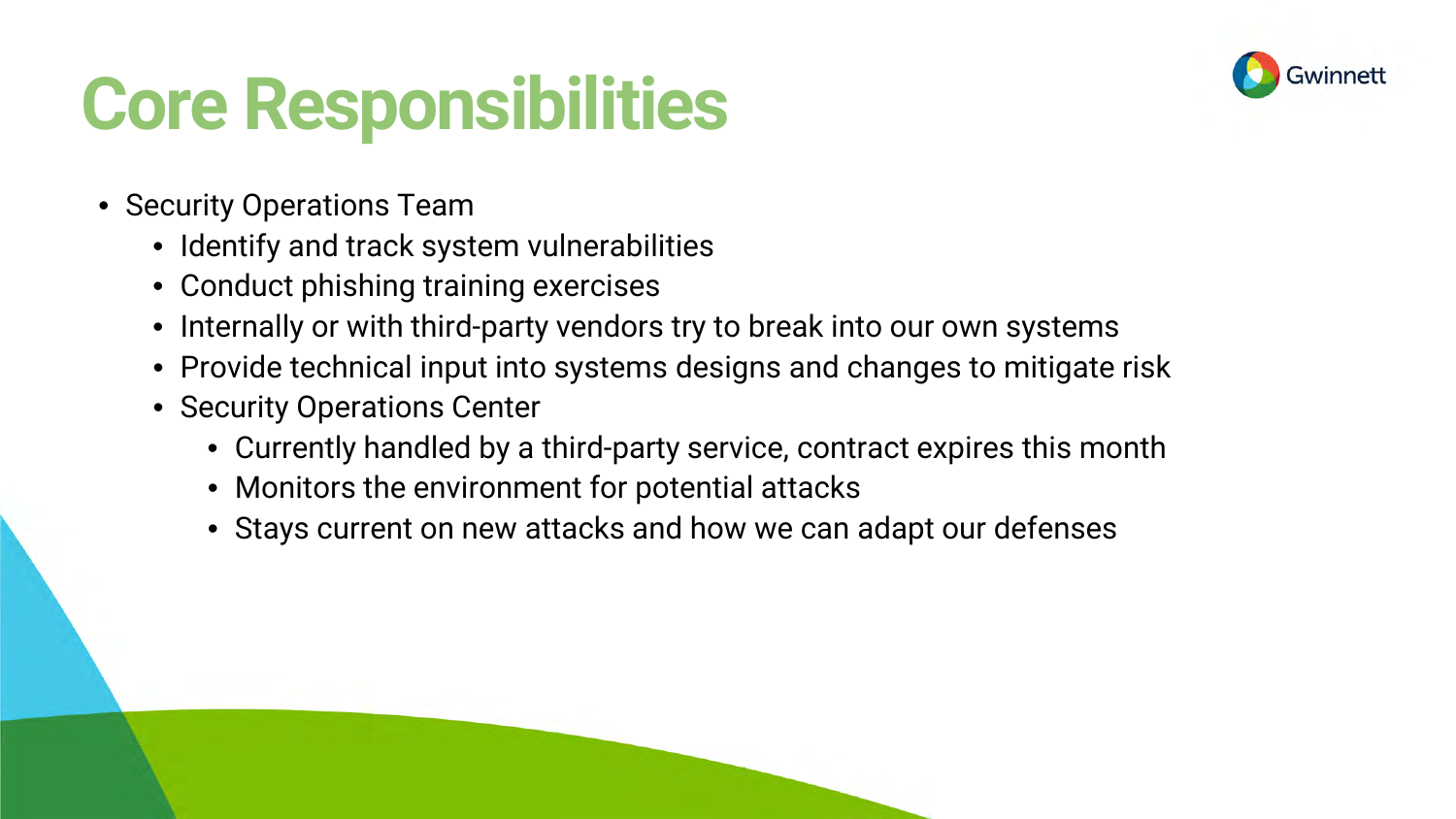# Core Responsibilities

- Security Operations Team
  - Identify and track system vulnerabilities
  - Conduct phishing training exercises
  - Internally or with third-party vendors try to break into our own systems
  - Provide technical input into systems designs and changes to mitigate risk
  - Security Operations Center
    - Currently handled by a third-party service, contract expires this month
    - Monitors the environment for potential attacks
    - Stays current on new attacks and how we can adapt our defenses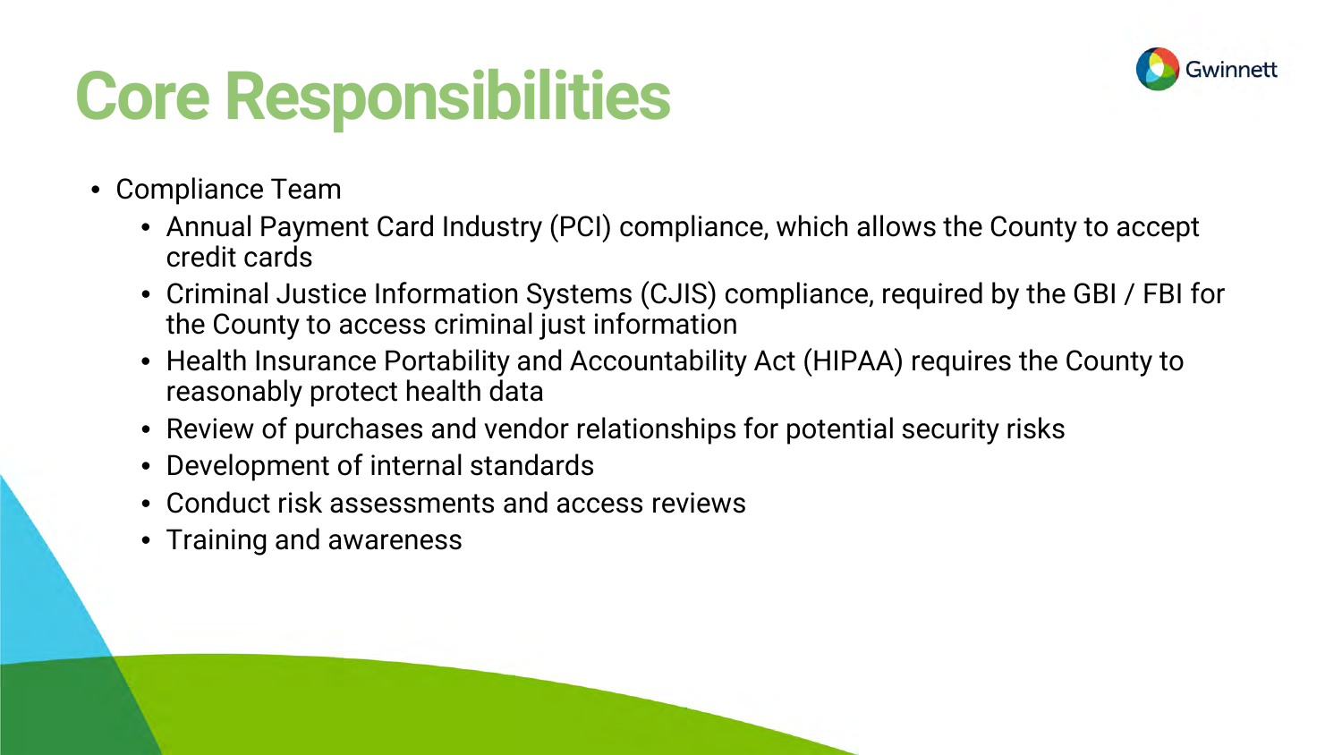# Core Responsibilities

- Compliance Team
  - Annual Payment Card Industry (PCI) compliance, which allows the County to accept credit cards
  - Criminal Justice Information Systems (CJIS) compliance, required by the GBI / FBI for the County to access criminal just information
  - Health Insurance Portability and Accountability Act (HIPAA) requires the County to reasonably protect health data
  - Review of purchases and vendor relationships for potential security risks
  - Development of internal standards
  - Conduct risk assessments and access reviews
  - Training and awareness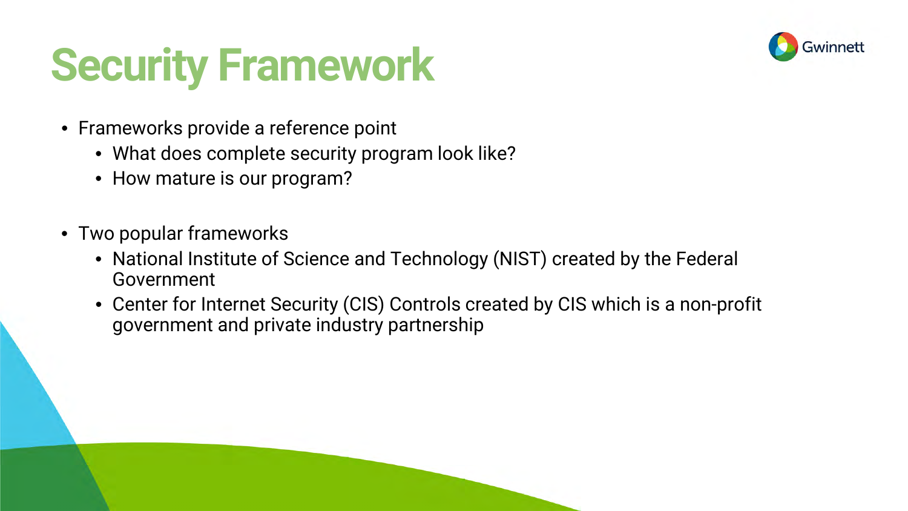# Security Framework

- Frameworks provide a reference point
  - What does complete security program look like?
  - How mature is our program?

- Two popular frameworks
  - National Institute of Science and Technology (NIST) created by the Federal Government
  - Center for Internet Security (CIS) Controls created by CIS which is a non-profit government and private industry partnership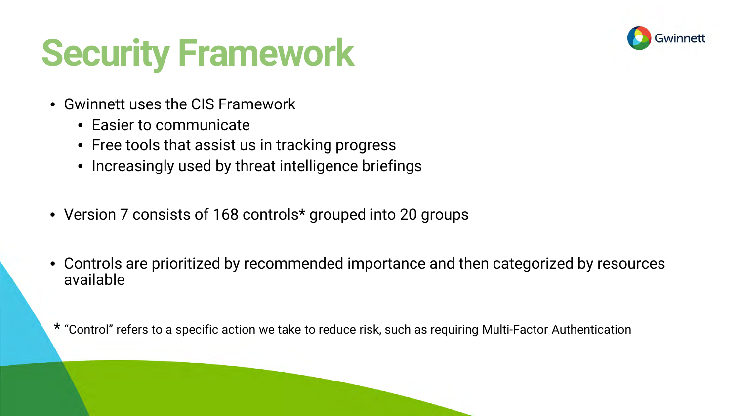# Security Framework

- Gwinnett uses the CIS Framework
  - Easier to communicate
  - Free tools that assist us in tracking progress
  - Increasingly used by threat intelligence briefings

- Version 7 consists of 168 controls* grouped into 20 groups

- Controls are prioritized by recommended importance and then categorized by resources available

* "Control" refers to a specific action we take to reduce risk, such as requiring Multi-Factor Authentication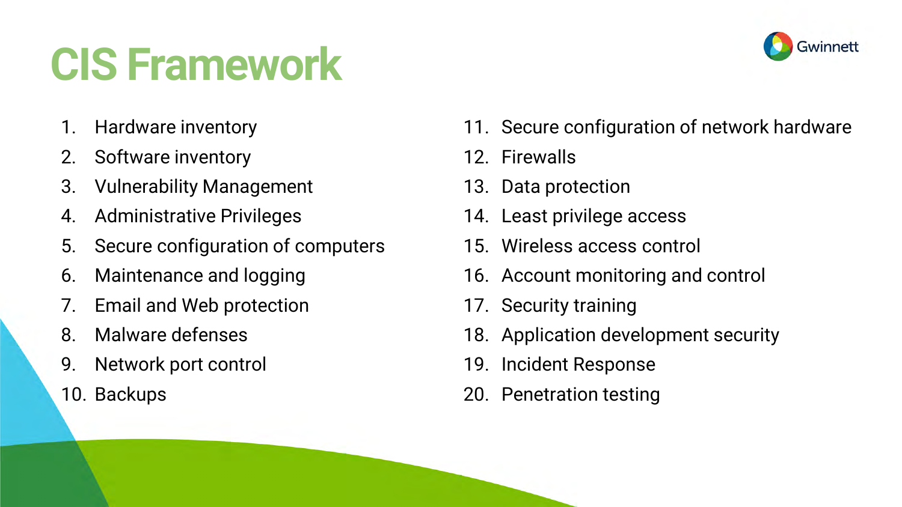# CIS Framework

1. Hardware inventory
2. Software inventory
3. Vulnerability Management
4. Administrative Privileges
5. Secure configuration of computers
6. Maintenance and logging
7. Email and Web protection
8. Malware defenses
9. Network port control
10. Backups
11. Secure configuration of network hardware
12. Firewalls
13. Data protection
14. Least privilege access
15. Wireless access control
16. Account monitoring and control
17. Security training
18. Application development security
19. Incident Response
20. Penetration testing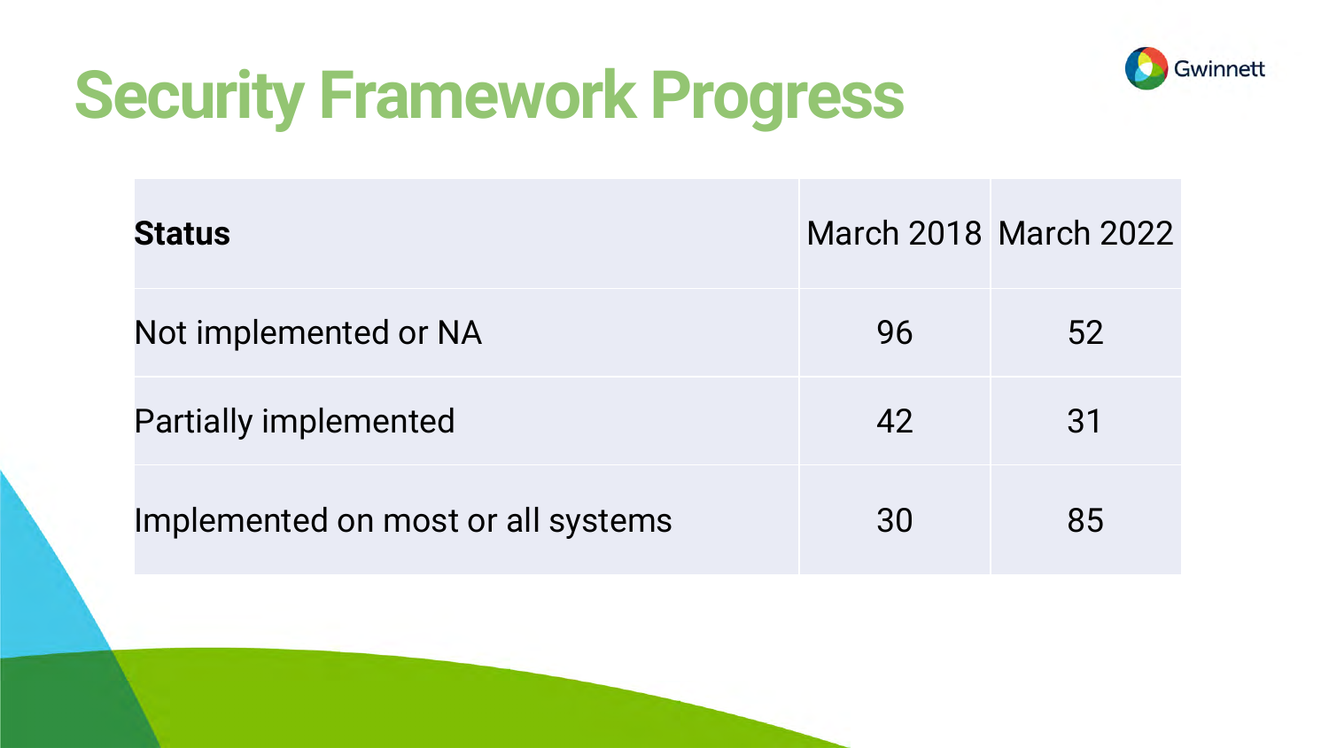# Security Framework Progress

| **Status** | March 2018 | March 2022 |
| --- | --- | --- |
| Not implemented or NA | 96 | 52 |
| Partially implemented | 42 | 31 |
| Implemented on most or all systems | 30 | 85 |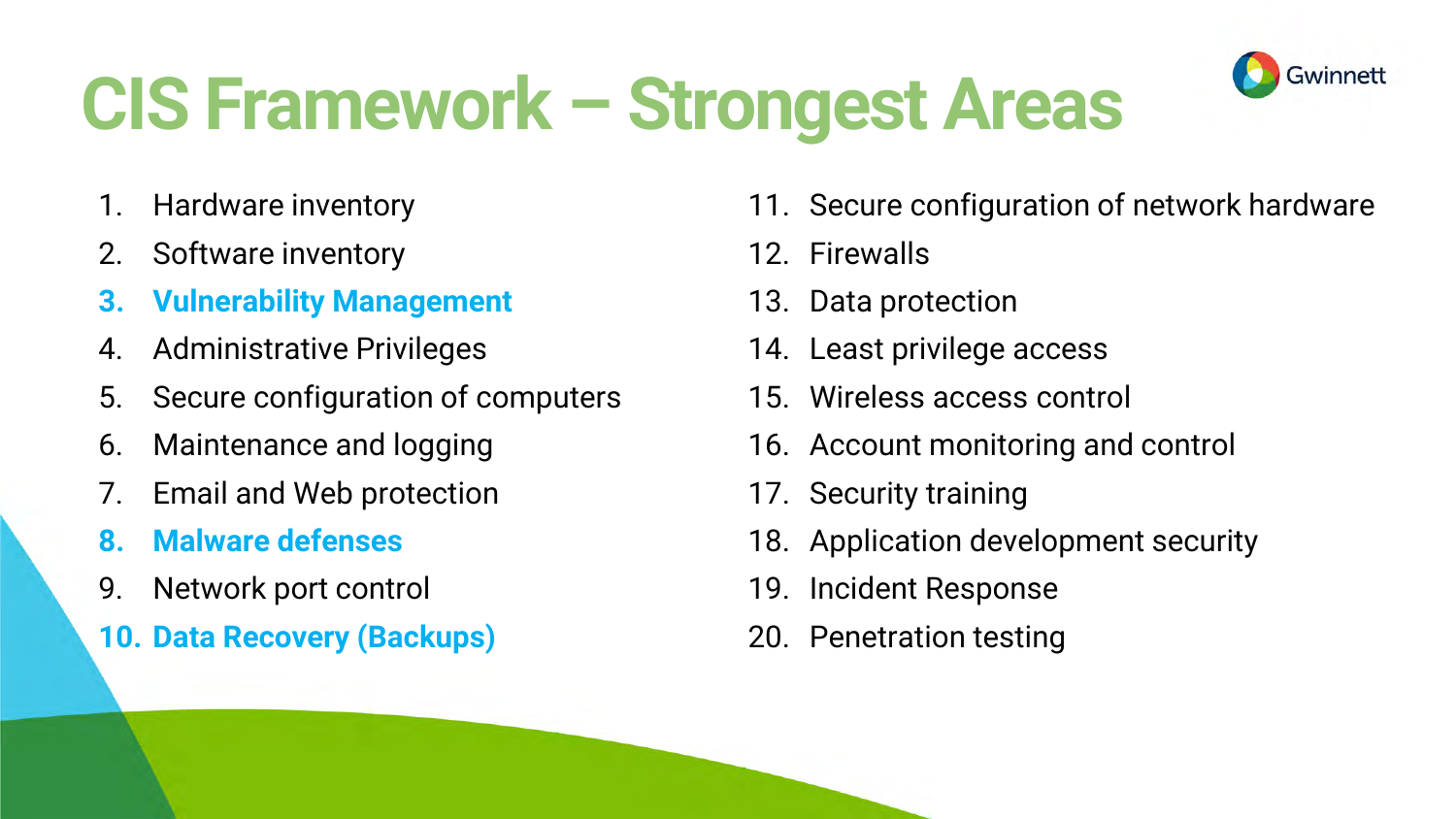# CIS Framework – Strongest Areas

1. Hardware inventory
2. Software inventory
3. **Vulnerability Management**
4. Administrative Privileges
5. Secure configuration of computers
6. Maintenance and logging
7. Email and Web protection
8. **Malware defenses**
9. Network port control
10. **Data Recovery (Backups)**
11. Secure configuration of network hardware
12. Firewalls
13. Data protection
14. Least privilege access
15. Wireless access control
16. Account monitoring and control
17. Security training
18. Application development security
19. Incident Response
20. Penetration testing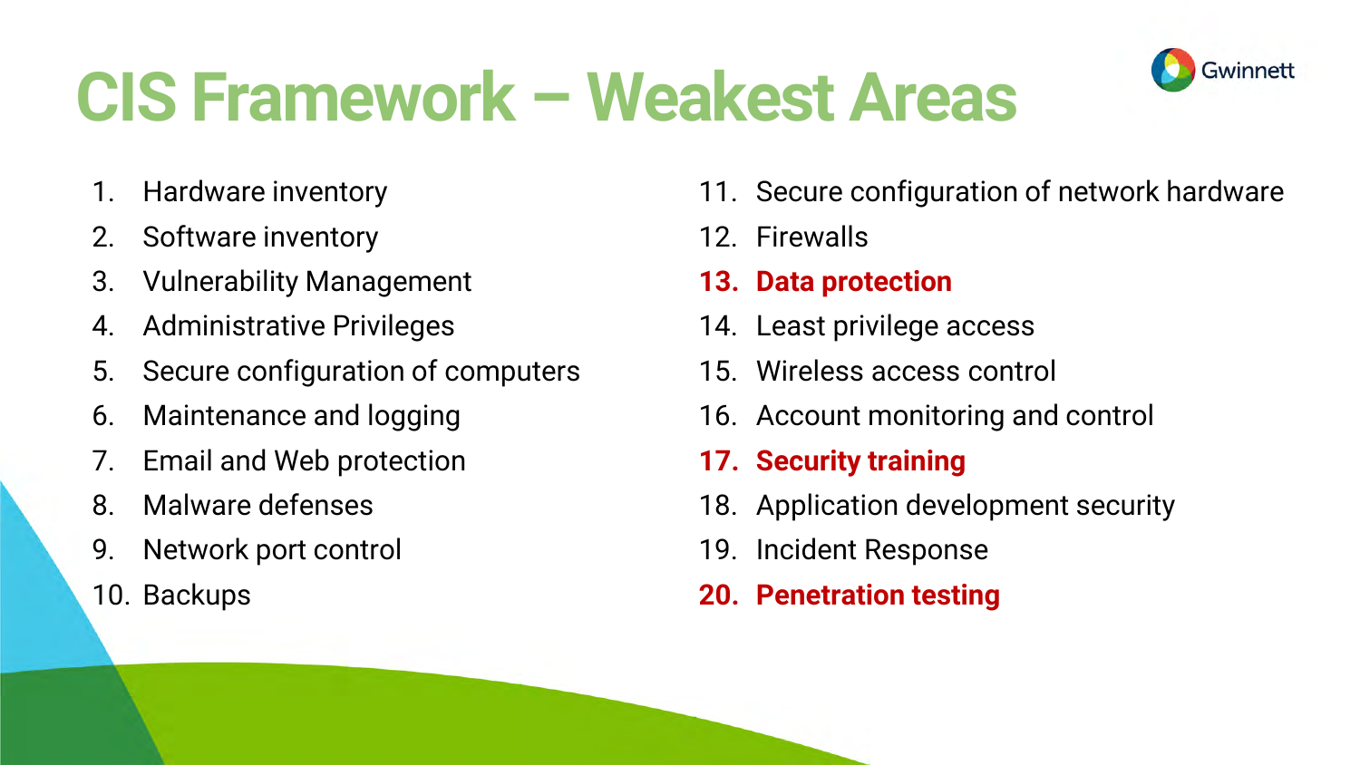# CIS Framework – Weakest Areas

1. Hardware inventory
2. Software inventory
3. Vulnerability Management
4. Administrative Privileges
5. Secure configuration of computers
6. Maintenance and logging
7. Email and Web protection
8. Malware defenses
9. Network port control
10. Backups
11. Secure configuration of network hardware
12. Firewalls
13. **Data protection**
14. Least privilege access
15. Wireless access control
16. Account monitoring and control
17. **Security training**
18. Application development security
19. Incident Response
20. **Penetration testing**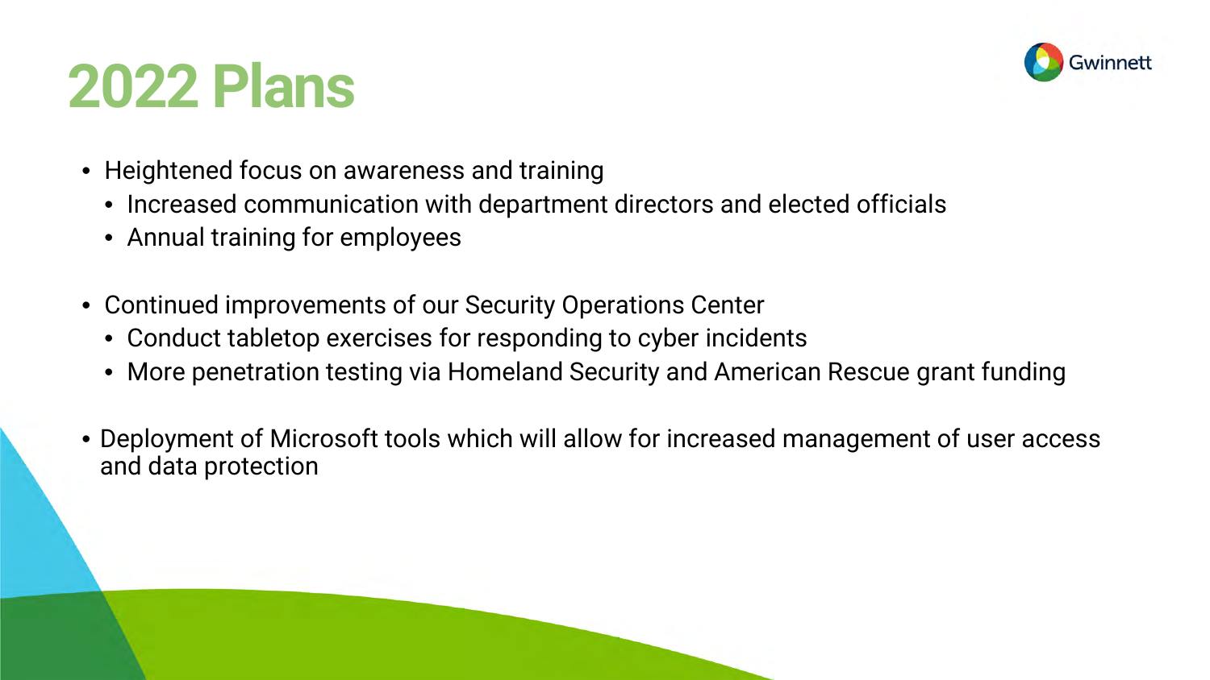# 2022 Plans

- Heightened focus on awareness and training
  - Increased communication with department directors and elected officials
  - Annual training for employees
- Continued improvements of our Security Operations Center
  - Conduct tabletop exercises for responding to cyber incidents
  - More penetration testing via Homeland Security and American Rescue grant funding
- Deployment of Microsoft tools which will allow for increased management of user access and data protection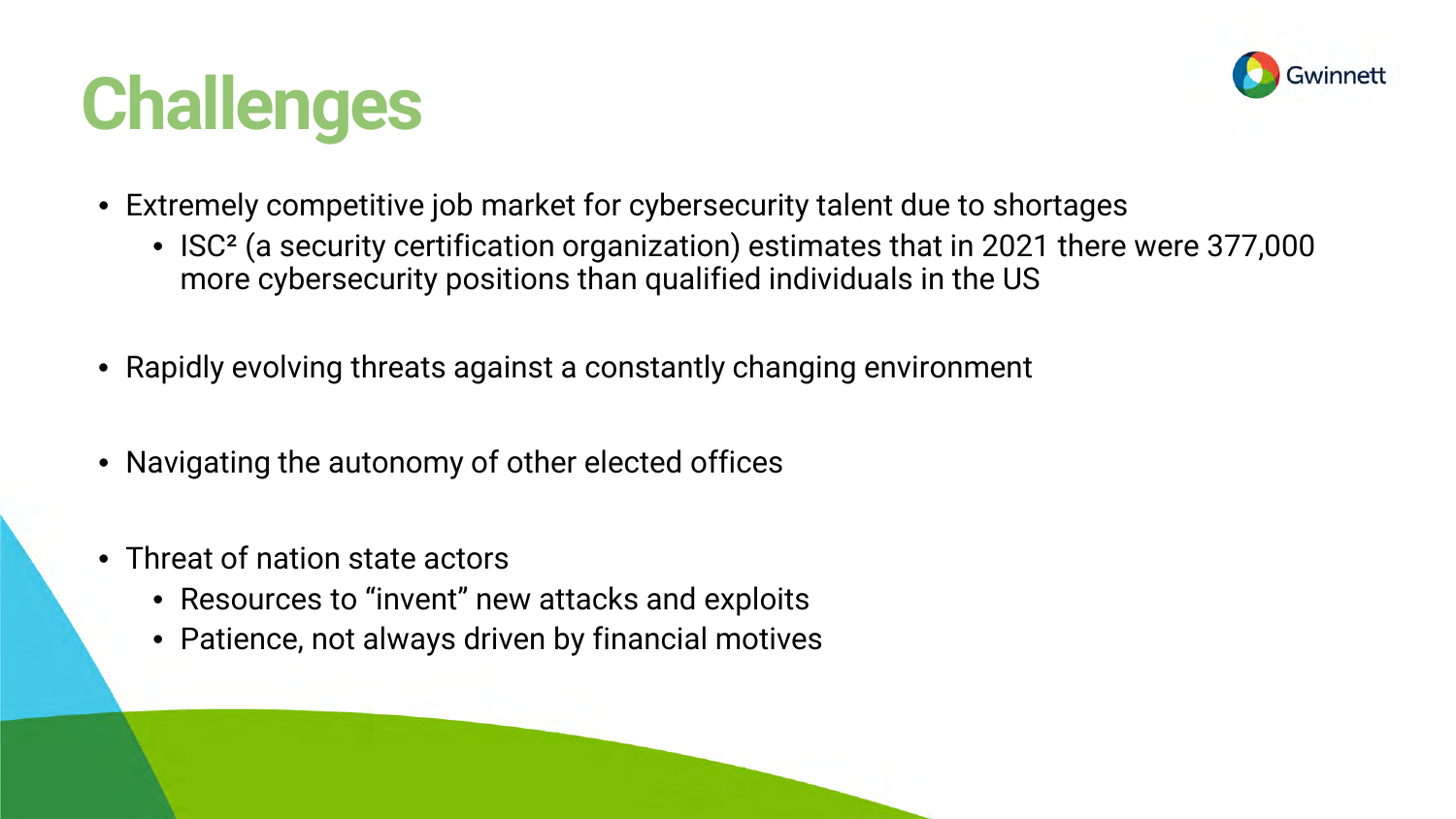# Challenges

- Extremely competitive job market for cybersecurity talent due to shortages
  - ISC² (a security certification organization) estimates that in 2021 there were 377,000 more cybersecurity positions than qualified individuals in the US
- Rapidly evolving threats against a constantly changing environment
- Navigating the autonomy of other elected offices
- Threat of nation state actors
  - Resources to “invent” new attacks and exploits
  - Patience, not always driven by financial motives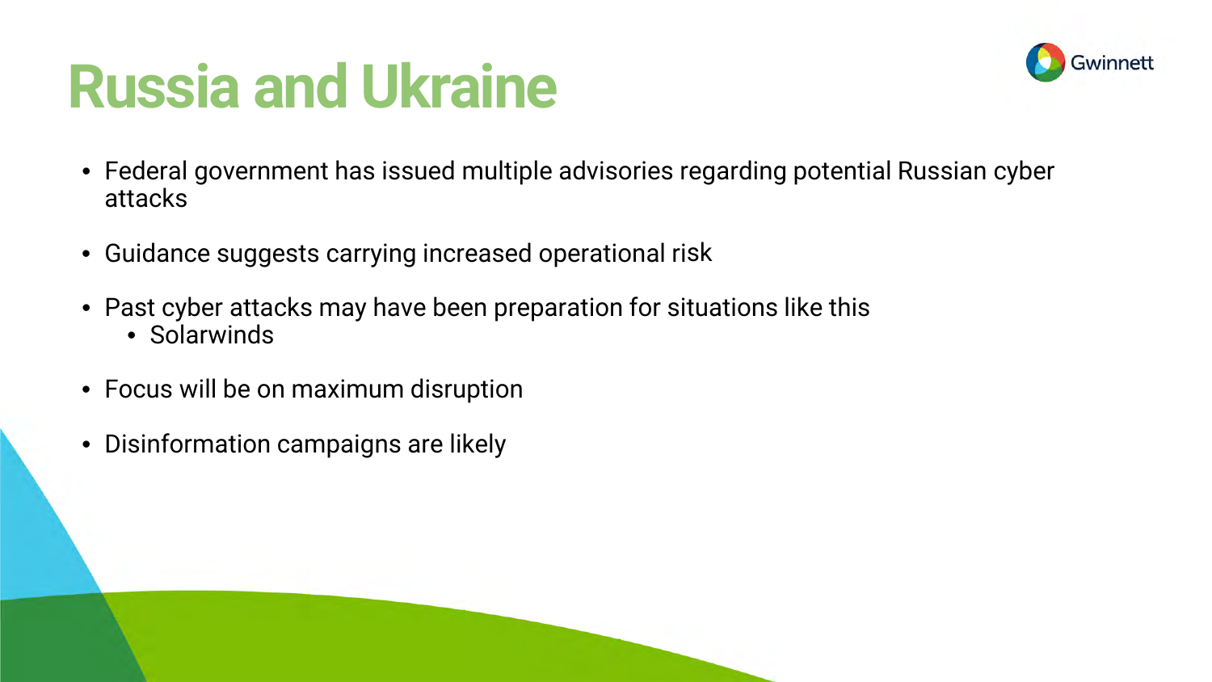# Russia and Ukraine

- Federal government has issued multiple advisories regarding potential Russian cyber attacks
- Guidance suggests carrying increased operational risk
- Past cyber attacks may have been preparation for situations like this
  - Solarwinds
- Focus will be on maximum disruption
- Disinformation campaigns are likely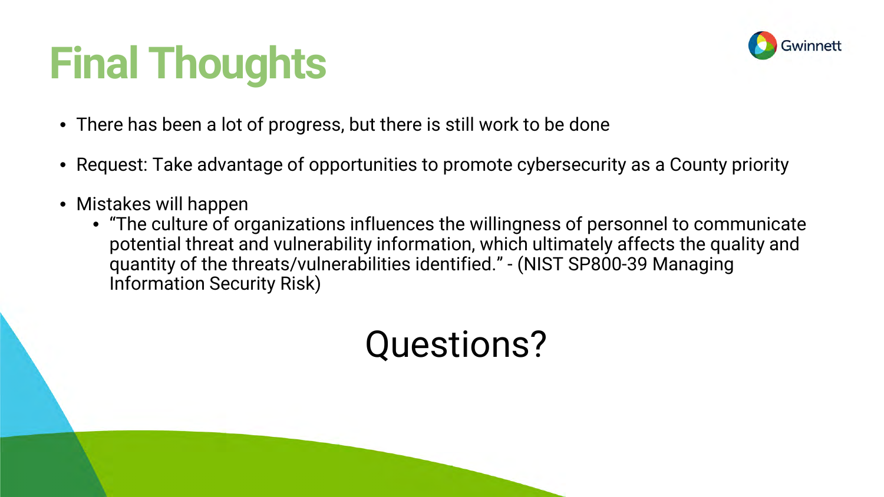# Final Thoughts

- There has been a lot of progress, but there is still work to be done
- Request: Take advantage of opportunities to promote cybersecurity as a County priority
- Mistakes will happen
  - "The culture of organizations influences the willingness of personnel to communicate potential threat and vulnerability information, which ultimately affects the quality and quantity of the threats/vulnerabilities identified." - (NIST SP800-39 Managing Information Security Risk)

Questions?